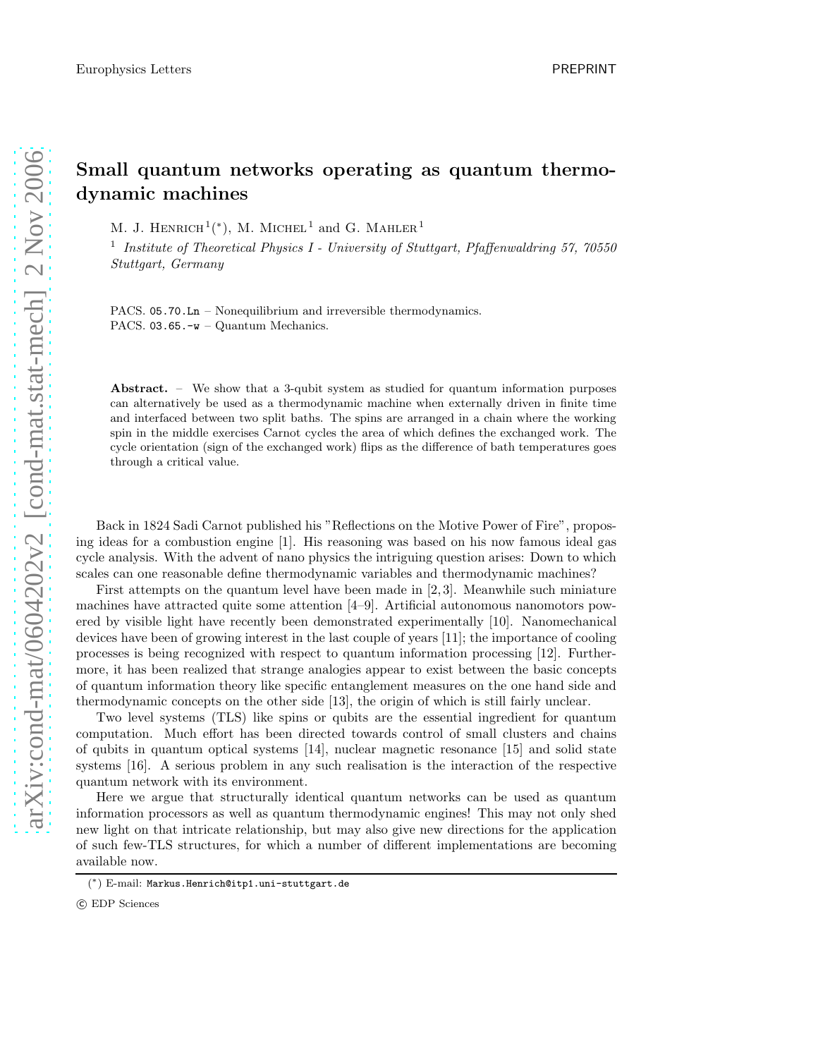# Small quantum networks operating as quantum thermodynamic machines

M. J. Henrich[1](\*), M. Michel[1] and G. Mahler[1]

[1] *Institute of Theoretical Physics I - University of Stuttgart, Pfaffenwaldring 57, 70550 Stuttgart, Germany*

PACS. 05.70.Ln – Nonequilibrium and irreversible thermodynamics.
PACS. 03.65.-w – Quantum Mechanics.

**Abstract.** – We show that a 3-qubit system as studied for quantum information purposes can alternatively be used as a thermodynamic machine when externally driven in finite time and interfaced between two split baths. The spins are arranged in a chain where the working spin in the middle exercises Carnot cycles the area of which defines the exchanged work. The cycle orientation (sign of the exchanged work) flips as the difference of bath temperatures goes through a critical value.

Back in 1824 Sadi Carnot published his "Reflections on the Motive Power of Fire", proposing ideas for a combustion engine [1]. His reasoning was based on his now famous ideal gas cycle analysis. With the advent of nano physics the intriguing question arises: Down to which scales can one reasonable define thermodynamic variables and thermodynamic machines?

First attempts on the quantum level have been made in [2,3]. Meanwhile such miniature machines have attracted quite some attention [4–9]. Artificial autonomous nanomotors powered by visible light have recently been demonstrated experimentally [10]. Nanomechanical devices have been of growing interest in the last couple of years [11]; the importance of cooling processes is being recognized with respect to quantum information processing [12]. Furthermore, it has been realized that strange analogies appear to exist between the basic concepts of quantum information theory like specific entanglement measures on the one hand side and thermodynamic concepts on the other side [13], the origin of which is still fairly unclear.

Two level systems (TLS) like spins or qubits are the essential ingredient for quantum computation. Much effort has been directed towards control of small clusters and chains of qubits in quantum optical systems [14], nuclear magnetic resonance [15] and solid state systems [16]. A serious problem in any such realisation is the interaction of the respective quantum network with its environment.

Here we argue that structurally identical quantum networks can be used as quantum information processors as well as quantum thermodynamic engines! This may not only shed new light on that intricate relationship, but may also give new directions for the application of such few-TLS structures, for which a number of different implementations are becoming available now.

(\*) E-mail: Markus.Henrich@itp1.uni-stuttgart.de

© EDP Sciences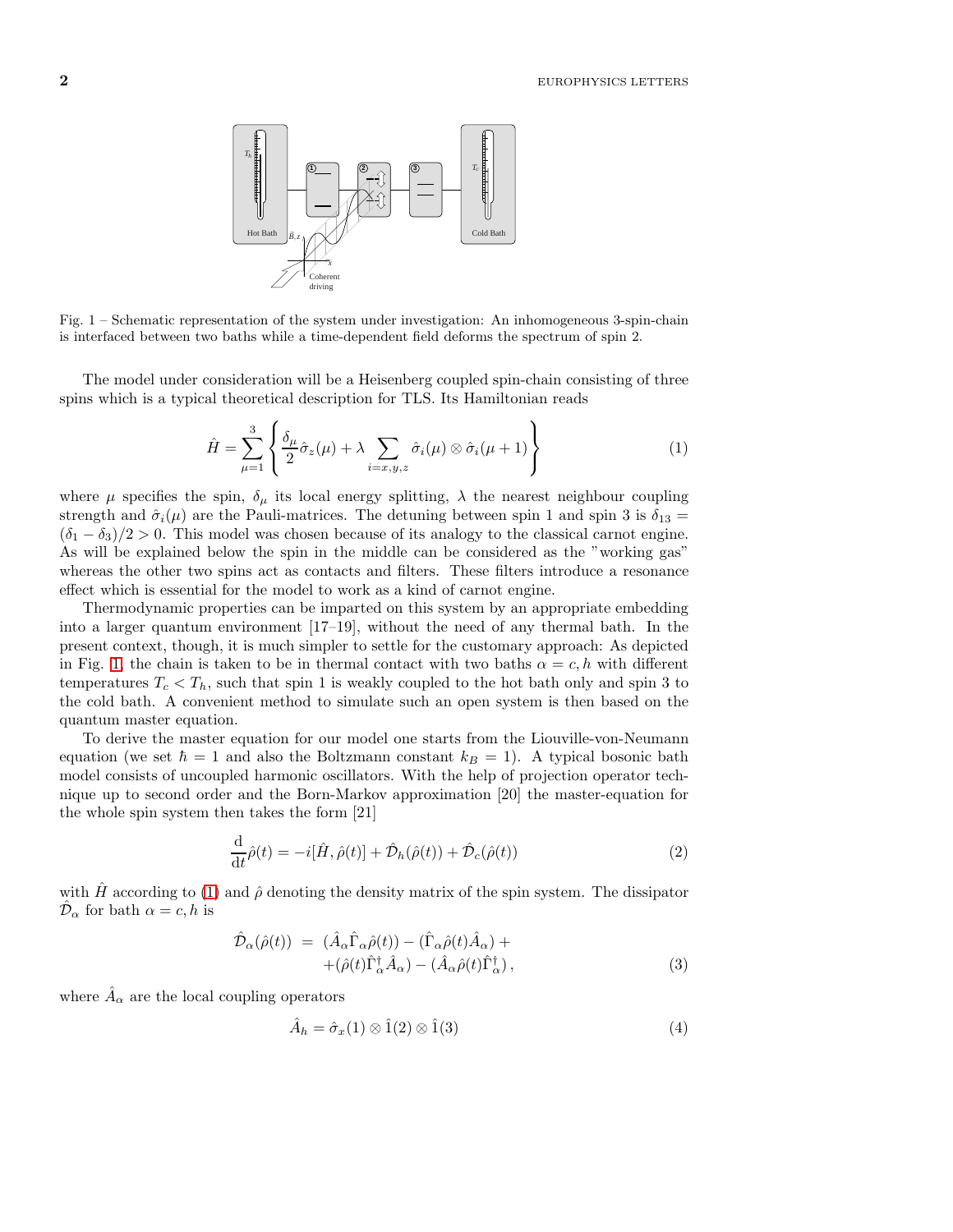Fig. 1 – Schematic representation of the system under investigation: An inhomogeneous 3-spin-chain is interfaced between two baths while a time-dependent field deforms the spectrum of spin 2.

The model under consideration will be a Heisenberg coupled spin-chain consisting of three spins which is a typical theoretical description for TLS. Its Hamiltonian reads

$$\hat{H} = \sum_{\mu=1}^{3} \left\{ \frac{\delta_\mu}{2} \hat{\sigma}_z(\mu) + \lambda \sum_{i=x,y,z} \hat{\sigma}_i(\mu) \otimes \hat{\sigma}_i(\mu+1) \right\} \tag{1}$$

where $\mu$ specifies the spin, $\delta_\mu$ its local energy splitting, $\lambda$ the nearest neighbour coupling strength and $\hat{\sigma}_i(\mu)$ are the Pauli-matrices. The detuning between spin 1 and spin 3 is $\delta_{13} = (\delta_1 - \delta_3)/2 > 0$. This model was chosen because of its analogy to the classical carnot engine. As will be explained below the spin in the middle can be considered as the "working gas" whereas the other two spins act as contacts and filters. These filters introduce a resonance effect which is essential for the model to work as a kind of carnot engine.

Thermodynamic properties can be imparted on this system by an appropriate embedding into a larger quantum environment [17–19], without the need of any thermal bath. In the present context, though, it is much simpler to settle for the customary approach: As depicted in Fig. 1, the chain is taken to be in thermal contact with two baths $\alpha = c, h$ with different temperatures $T_c < T_h$, such that spin 1 is weakly coupled to the hot bath only and spin 3 to the cold bath. A convenient method to simulate such an open system is then based on the quantum master equation.

To derive the master equation for our model one starts from the Liouville-von-Neumann equation (we set $\hbar = 1$ and also the Boltzmann constant $k_B = 1$). A typical bosonic bath model consists of uncoupled harmonic oscillators. With the help of projection operator technique up to second order and the Born-Markov approximation [20] the master-equation for the whole spin system then takes the form [21]

$$\frac{\mathrm{d}}{\mathrm{d}t}\hat{\rho}(t) = -i[\hat{H}, \hat{\rho}(t)] + \hat{\mathcal{D}}_h(\hat{\rho}(t)) + \hat{\mathcal{D}}_c(\hat{\rho}(t)) \tag{2}$$

with $\hat{H}$ according to (1) and $\hat{\rho}$ denoting the density matrix of the spin system. The dissipator $\hat{\mathcal{D}}_\alpha$ for bath $\alpha = c, h$ is

$$\begin{aligned} \hat{\mathcal{D}}_\alpha(\hat{\rho}(t)) \;=\; & (\hat{A}_\alpha \hat{\Gamma}_\alpha \hat{\rho}(t)) - (\hat{\Gamma}_\alpha \hat{\rho}(t) \hat{A}_\alpha) + \\ & + (\hat{\rho}(t) \hat{\Gamma}_\alpha^\dagger \hat{A}_\alpha) - (\hat{A}_\alpha \hat{\rho}(t) \hat{\Gamma}_\alpha^\dagger)\,, \end{aligned} \tag{3}$$

where $\hat{A}_\alpha$ are the local coupling operators

$$\hat{A}_h = \hat{\sigma}_x(1) \otimes \hat{1}(2) \otimes \hat{1}(3) \tag{4}$$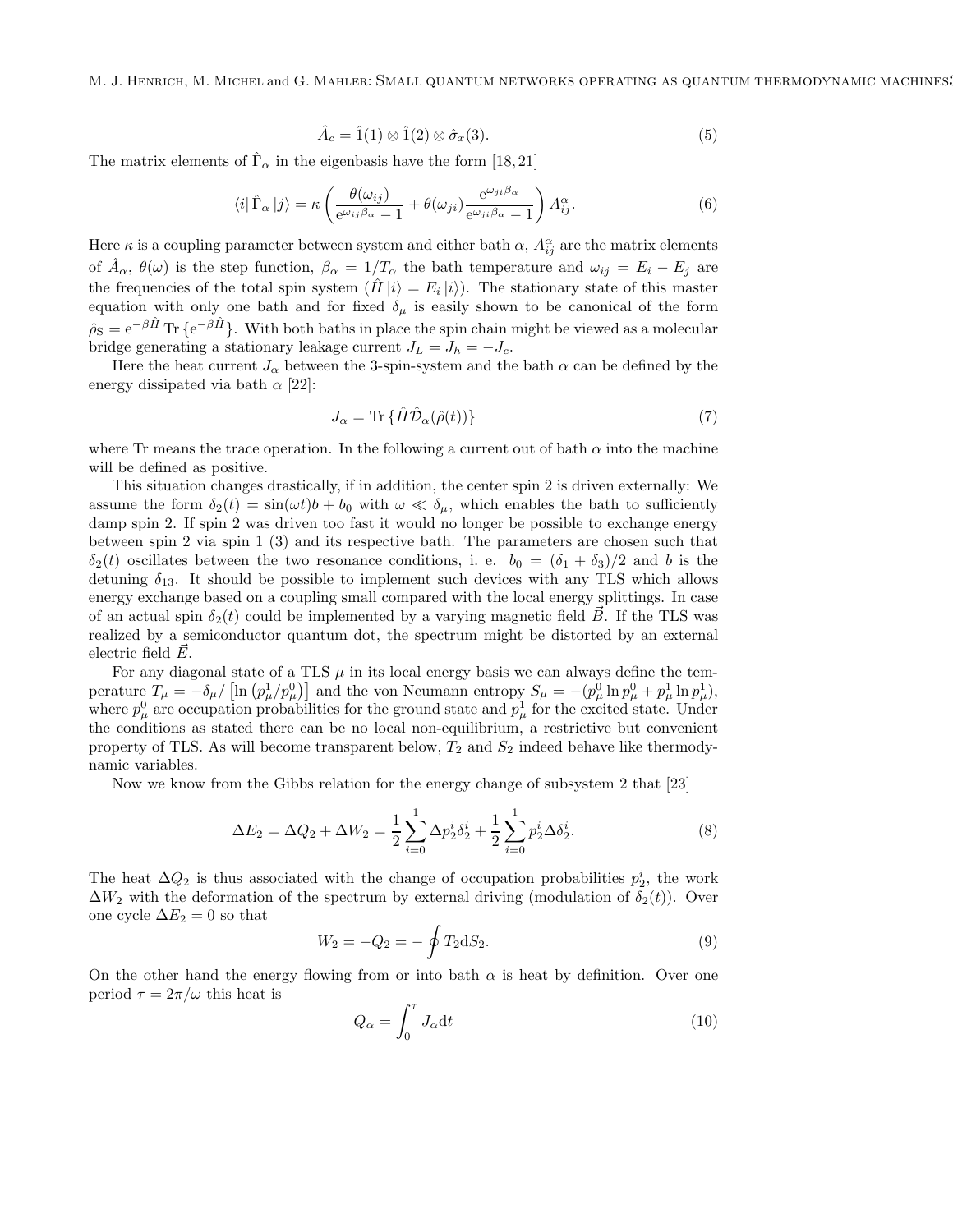$$\hat{A}_c = \hat{1}(1) \otimes \hat{1}(2) \otimes \hat{\sigma}_x(3). \tag{5}$$

The matrix elements of $\hat{\Gamma}_\alpha$ in the eigenbasis have the form [18,21]

$$\langle i| \hat{\Gamma}_\alpha |j\rangle = \kappa \left( \frac{\theta(\omega_{ij})}{\mathrm{e}^{\omega_{ij}\beta_\alpha} - 1} + \theta(\omega_{ji}) \frac{\mathrm{e}^{\omega_{ji}\beta_\alpha}}{\mathrm{e}^{\omega_{ji}\beta_\alpha} - 1} \right) A^\alpha_{ij}. \tag{6}$$

Here $\kappa$ is a coupling parameter between system and either bath $\alpha$, $A^\alpha_{ij}$ are the matrix elements of $\hat{A}_\alpha$, $\theta(\omega)$ is the step function, $\beta_\alpha = 1/T_\alpha$ the bath temperature and $\omega_{ij} = E_i - E_j$ are the frequencies of the total spin system ($\hat{H}\,|i\rangle = E_i\,|i\rangle$). The stationary state of this master equation with only one bath and for fixed $\delta_\mu$ is easily shown to be canonical of the form $\hat{\rho}_\mathrm{S} = \mathrm{e}^{-\beta\hat{H}}\,\mathrm{Tr}\,\{\mathrm{e}^{-\beta\hat{H}}\}$. With both baths in place the spin chain might be viewed as a molecular bridge generating a stationary leakage current $J_L = J_h = -J_c$.

Here the heat current $J_\alpha$ between the 3-spin-system and the bath $\alpha$ can be defined by the energy dissipated via bath $\alpha$ [22]:

$$J_\alpha = \mathrm{Tr}\,\{\hat{H}\hat{\mathcal{D}}_\alpha(\hat{\rho}(t))\} \tag{7}$$

where Tr means the trace operation. In the following a current out of bath $\alpha$ into the machine will be defined as positive.

This situation changes drastically, if in addition, the center spin 2 is driven externally: We assume the form $\delta_2(t) = \sin(\omega t)b + b_0$ with $\omega \ll \delta_\mu$, which enables the bath to sufficiently damp spin 2. If spin 2 was driven too fast it would no longer be possible to exchange energy between spin 2 via spin 1 (3) and its respective bath. The parameters are chosen such that $\delta_2(t)$ oscillates between the two resonance conditions, i. e. $b_0 = (\delta_1 + \delta_3)/2$ and $b$ is the detuning $\delta_{13}$. It should be possible to implement such devices with any TLS which allows energy exchange based on a coupling small compared with the local energy splittings. In case of an actual spin $\delta_2(t)$ could be implemented by a varying magnetic field $\vec{B}$. If the TLS was realized by a semiconductor quantum dot, the spectrum might be distorted by an external electric field $\vec{E}$.

For any diagonal state of a TLS $\mu$ in its local energy basis we can always define the temperature $T_\mu = -\delta_\mu / \left[\ln\left(p^1_\mu/p^0_\mu\right)\right]$ and the von Neumann entropy $S_\mu = -(p^0_\mu \ln p^0_\mu + p^1_\mu \ln p^1_\mu)$, where $p^0_\mu$ are occupation probabilities for the ground state and $p^1_\mu$ for the excited state. Under the conditions as stated there can be no local non-equilibrium, a restrictive but convenient property of TLS. As will become transparent below, $T_2$ and $S_2$ indeed behave like thermodynamic variables.

Now we know from the Gibbs relation for the energy change of subsystem 2 that [23]

$$\Delta E_2 = \Delta Q_2 + \Delta W_2 = \frac{1}{2}\sum_{i=0}^{1} \Delta p^i_2 \delta^i_2 + \frac{1}{2}\sum_{i=0}^{1} p^i_2 \Delta\delta^i_2. \tag{8}$$

The heat $\Delta Q_2$ is thus associated with the change of occupation probabilities $p^i_2$, the work $\Delta W_2$ with the deformation of the spectrum by external driving (modulation of $\delta_2(t)$). Over one cycle $\Delta E_2 = 0$ so that

$$W_2 = -Q_2 = -\oint T_2 \mathrm{d}S_2. \tag{9}$$

On the other hand the energy flowing from or into bath $\alpha$ is heat by definition. Over one period $\tau = 2\pi/\omega$ this heat is

$$Q_\alpha = \int_0^\tau J_\alpha \mathrm{d}t \tag{10}$$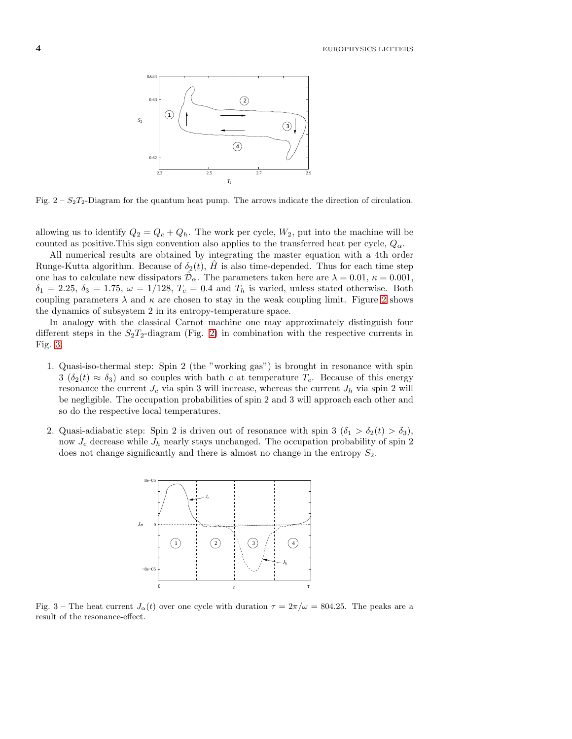Fig. 2 – $S_2T_2$-Diagram for the quantum heat pump. The arrows indicate the direction of circulation.

allowing us to identify $Q_2 = Q_c + Q_h$. The work per cycle, $W_2$, put into the machine will be counted as positive.This sign convention also applies to the transferred heat per cycle, $Q_\alpha$.

All numerical results are obtained by integrating the master equation with a 4th order Runge-Kutta algorithm. Because of $\delta_2(t)$, $\hat{H}$ is also time-depended. Thus for each time step one has to calculate new dissipators $\hat{\mathcal{D}}_\alpha$. The parameters taken here are $\lambda = 0.01$, $\kappa = 0.001$, $\delta_1 = 2.25$, $\delta_3 = 1.75$, $\omega = 1/128$, $T_c = 0.4$ and $T_h$ is varied, unless stated otherwise. Both coupling parameters $\lambda$ and $\kappa$ are chosen to stay in the weak coupling limit. Figure 2 shows the dynamics of subsystem 2 in its entropy-temperature space.

In analogy with the classical Carnot machine one may approximately distinguish four different steps in the $S_2T_2$-diagram (Fig. 2) in combination with the respective currents in Fig. 3:

1. Quasi-iso-thermal step: Spin 2 (the "working gas") is brought in resonance with spin 3 ($\delta_2(t) \approx \delta_3$) and so couples with bath $c$ at temperature $T_c$. Because of this energy resonance the current $J_c$ via spin 3 will increase, whereas the current $J_h$ via spin 2 will be negligible. The occupation probabilities of spin 2 and 3 will approach each other and so do the respective local temperatures.

2. Quasi-adiabatic step: Spin 2 is driven out of resonance with spin 3 ($\delta_1 > \delta_2(t) > \delta_3$), now $J_c$ decrease while $J_h$ nearly stays unchanged. The occupation probability of spin 2 does not change significantly and there is almost no change in the entropy $S_2$.

Fig. 3 – The heat current $J_\alpha(t)$ over one cycle with duration $\tau = 2\pi/\omega = 804.25$. The peaks are a result of the resonance-effect.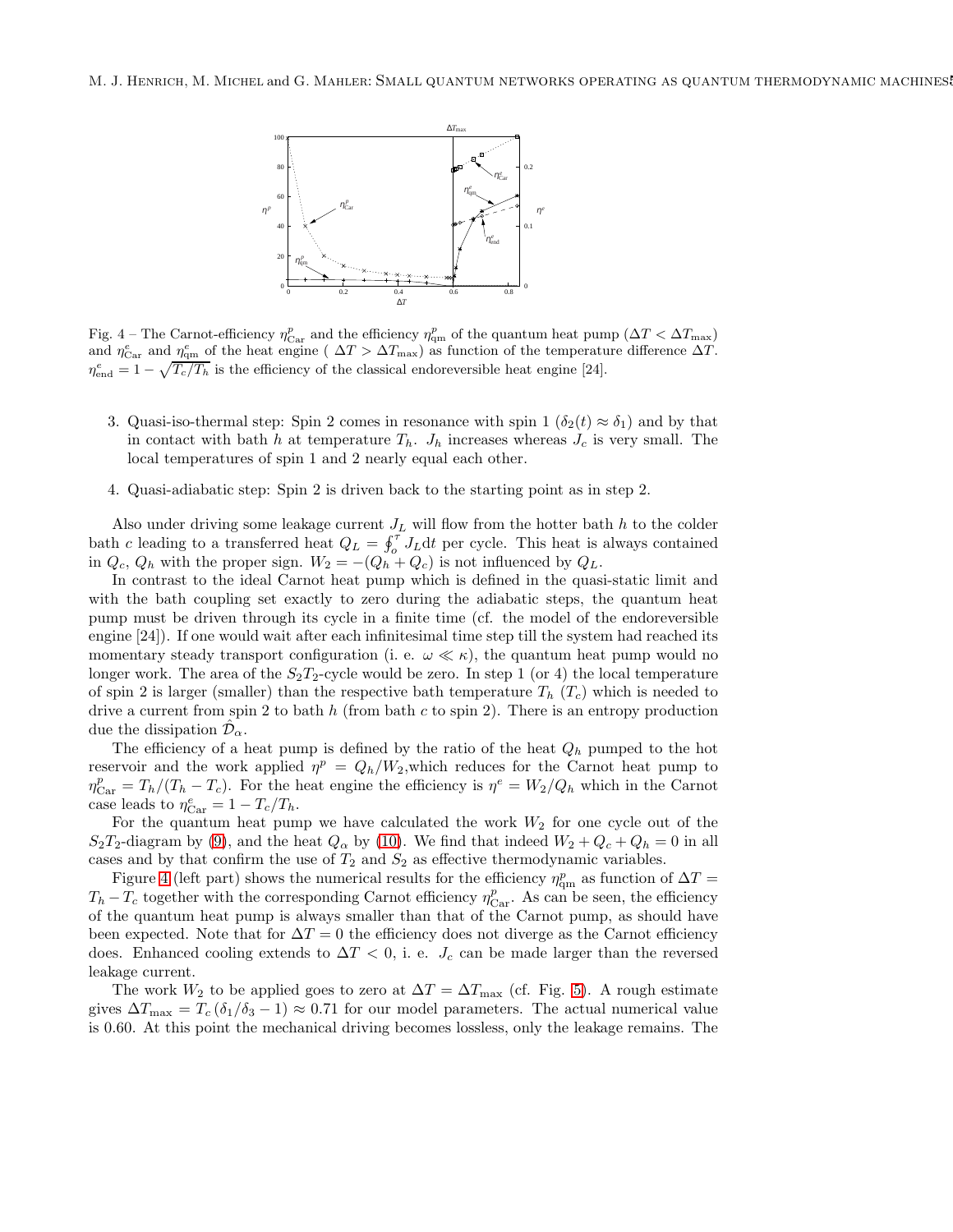Fig. 4 – The Carnot-efficiency $\eta^p_{\rm Car}$ and the efficiency $\eta^p_{\rm qm}$ of the quantum heat pump ($\Delta T < \Delta T_{\max}$) and $\eta^e_{\rm Car}$ and $\eta^e_{\rm qm}$ of the heat engine ( $\Delta T > \Delta T_{\max}$) as function of the temperature difference $\Delta T$. $\eta^e_{\rm end} = 1 - \sqrt{T_c/T_h}$ is the efficiency of the classical endoreversible heat engine [24].

3. Quasi-iso-thermal step: Spin 2 comes in resonance with spin 1 ($\delta_2(t) \approx \delta_1$) and by that in contact with bath $h$ at temperature $T_h$. $J_h$ increases whereas $J_c$ is very small. The local temperatures of spin 1 and 2 nearly equal each other.

4. Quasi-adiabatic step: Spin 2 is driven back to the starting point as in step 2.

Also under driving some leakage current $J_L$ will flow from the hotter bath $h$ to the colder bath $c$ leading to a transferred heat $Q_L = \oint_o^\tau J_L \mathrm{d}t$ per cycle. This heat is always contained in $Q_c$, $Q_h$ with the proper sign. $W_2 = -(Q_h + Q_c)$ is not influenced by $Q_L$.

In contrast to the ideal Carnot heat pump which is defined in the quasi-static limit and with the bath coupling set exactly to zero during the adiabatic steps, the quantum heat pump must be driven through its cycle in a finite time (cf. the model of the endoreversible engine [24]). If one would wait after each infinitesimal time step till the system had reached its momentary steady transport configuration (i. e. $\omega \ll \kappa$), the quantum heat pump would no longer work. The area of the $S_2T_2$-cycle would be zero. In step 1 (or 4) the local temperature of spin 2 is larger (smaller) than the respective bath temperature $T_h$ ($T_c$) which is needed to drive a current from spin 2 to bath $h$ (from bath $c$ to spin 2). There is an entropy production due the dissipation $\hat{\mathcal{D}}_\alpha$.

The efficiency of a heat pump is defined by the ratio of the heat $Q_h$ pumped to the hot reservoir and the work applied $\eta^p = Q_h/W_2$,which reduces for the Carnot heat pump to $\eta^p_{\rm Car} = T_h/(T_h - T_c)$. For the heat engine the efficiency is $\eta^e = W_2/Q_h$ which in the Carnot case leads to $\eta^e_{\rm Car} = 1 - T_c/T_h$.

For the quantum heat pump we have calculated the work $W_2$ for one cycle out of the $S_2T_2$-diagram by (9), and the heat $Q_\alpha$ by (10). We find that indeed $W_2 + Q_c + Q_h = 0$ in all cases and by that confirm the use of $T_2$ and $S_2$ as effective thermodynamic variables.

Figure 4 (left part) shows the numerical results for the efficiency $\eta^p_{\rm qm}$ as function of $\Delta T = T_h - T_c$ together with the corresponding Carnot efficiency $\eta^p_{\rm Car}$. As can be seen, the efficiency of the quantum heat pump is always smaller than that of the Carnot pump, as should have been expected. Note that for $\Delta T = 0$ the efficiency does not diverge as the Carnot efficiency does. Enhanced cooling extends to $\Delta T < 0$, i. e. $J_c$ can be made larger than the reversed leakage current.

The work $W_2$ to be applied goes to zero at $\Delta T = \Delta T_{\max}$ (cf. Fig. 5). A rough estimate gives $\Delta T_{\max} = T_c\,(\delta_1/\delta_3 - 1) \approx 0.71$ for our model parameters. The actual numerical value is 0.60. At this point the mechanical driving becomes lossless, only the leakage remains. The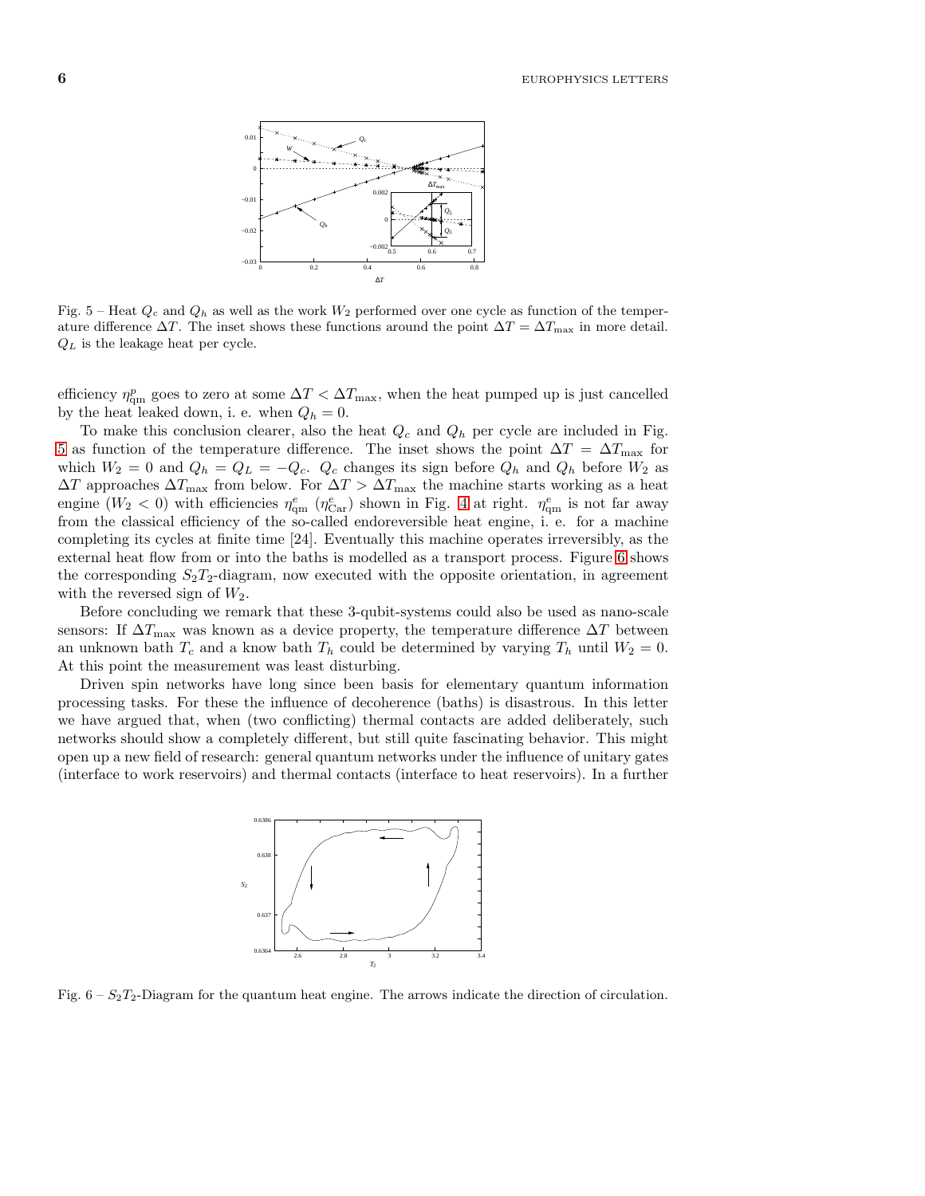Fig. 5 – Heat $Q_c$ and $Q_h$ as well as the work $W_2$ performed over one cycle as function of the temperature difference $\Delta T$. The inset shows these functions around the point $\Delta T = \Delta T_{\max}$ in more detail. $Q_L$ is the leakage heat per cycle.

efficiency $\eta^p_{\rm qm}$ goes to zero at some $\Delta T < \Delta T_{\max}$, when the heat pumped up is just cancelled by the heat leaked down, i. e. when $Q_h = 0$.

To make this conclusion clearer, also the heat $Q_c$ and $Q_h$ per cycle are included in Fig. 5 as function of the temperature difference. The inset shows the point $\Delta T = \Delta T_{\max}$ for which $W_2 = 0$ and $Q_h = Q_L = -Q_c$. $Q_c$ changes its sign before $Q_h$ and $Q_h$ before $W_2$ as $\Delta T$ approaches $\Delta T_{\max}$ from below. For $\Delta T > \Delta T_{\max}$ the machine starts working as a heat engine ($W_2 < 0$) with efficiencies $\eta^e_{\rm qm}$ ($\eta^e_{\rm Car}$) shown in Fig. 4 at right. $\eta^e_{\rm qm}$ is not far away from the classical efficiency of the so-called endoreversible heat engine, i. e. for a machine completing its cycles at finite time [24]. Eventually this machine operates irreversibly, as the external heat flow from or into the baths is modelled as a transport process. Figure 6 shows the corresponding $S_2T_2$-diagram, now executed with the opposite orientation, in agreement with the reversed sign of $W_2$.

Before concluding we remark that these 3-qubit-systems could also be used as nano-scale sensors: If $\Delta T_{\max}$ was known as a device property, the temperature difference $\Delta T$ between an unknown bath $T_c$ and a know bath $T_h$ could be determined by varying $T_h$ until $W_2 = 0$. At this point the measurement was least disturbing.

Driven spin networks have long since been basis for elementary quantum information processing tasks. For these the influence of decoherence (baths) is disastrous. In this letter we have argued that, when (two conflicting) thermal contacts are added deliberately, such networks should show a completely different, but still quite fascinating behavior. This might open up a new field of research: general quantum networks under the influence of unitary gates (interface to work reservoirs) and thermal contacts (interface to heat reservoirs). In a further

Fig. 6 – $S_2T_2$-Diagram for the quantum heat engine. The arrows indicate the direction of circulation.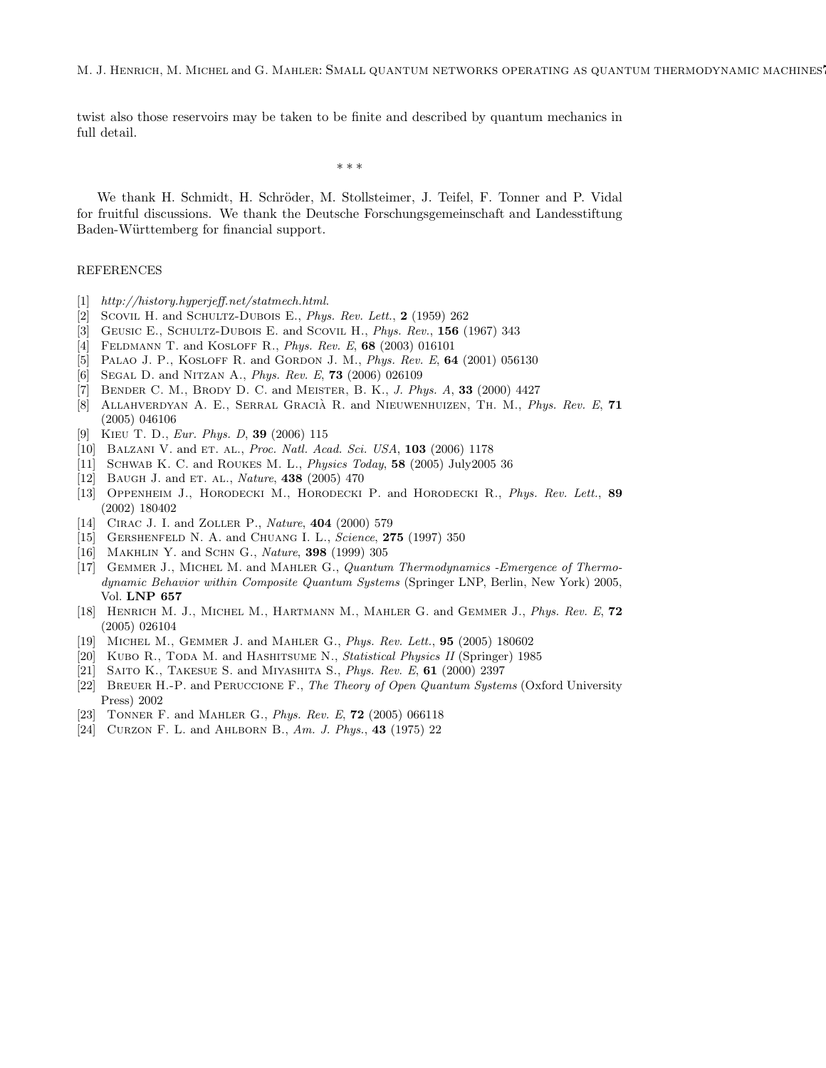twist also those reservoirs may be taken to be finite and described by quantum mechanics in full detail.

\* \* \*

We thank H. Schmidt, H. Schröder, M. Stollsteimer, J. Teifel, F. Tonner and P. Vidal for fruitful discussions. We thank the Deutsche Forschungsgemeinschaft and Landesstiftung Baden-Württemberg for financial support.

REFERENCES

[1] *http://history.hyperjeff.net/statmech.html*.
[2] Scovil H. and Schultz-Dubois E., *Phys. Rev. Lett.*, **2** (1959) 262
[3] Geusic E., Schultz-Dubois E. and Scovil H., *Phys. Rev.*, **156** (1967) 343
[4] Feldmann T. and Kosloff R., *Phys. Rev. E*, **68** (2003) 016101
[5] Palao J. P., Kosloff R. and Gordon J. M., *Phys. Rev. E*, **64** (2001) 056130
[6] Segal D. and Nitzan A., *Phys. Rev. E*, **73** (2006) 026109
[7] Bender C. M., Brody D. C. and Meister, B. K., *J. Phys. A*, **33** (2000) 4427
[8] Allahverdyan A. E., Serral Gracià R. and Nieuwenhuizen, Th. M., *Phys. Rev. E*, **71** (2005) 046106
[9] Kieu T. D., *Eur. Phys. D*, **39** (2006) 115
[10] Balzani V. and et. al., *Proc. Natl. Acad. Sci. USA*, **103** (2006) 1178
[11] Schwab K. C. and Roukes M. L., *Physics Today*, **58** (2005) July2005 36
[12] Baugh J. and et. al., *Nature*, **438** (2005) 470
[13] Oppenheim J., Horodecki M., Horodecki P. and Horodecki R., *Phys. Rev. Lett.*, **89** (2002) 180402
[14] Cirac J. I. and Zoller P., *Nature*, **404** (2000) 579
[15] Gershenfeld N. A. and Chuang I. L., *Science*, **275** (1997) 350
[16] Makhlin Y. and Schn G., *Nature*, **398** (1999) 305
[17] Gemmer J., Michel M. and Mahler G., *Quantum Thermodynamics -Emergence of Thermodynamic Behavior within Composite Quantum Systems* (Springer LNP, Berlin, New York) 2005, Vol. **LNP 657**
[18] Henrich M. J., Michel M., Hartmann M., Mahler G. and Gemmer J., *Phys. Rev. E*, **72** (2005) 026104
[19] Michel M., Gemmer J. and Mahler G., *Phys. Rev. Lett.*, **95** (2005) 180602
[20] Kubo R., Toda M. and Hashitsume N., *Statistical Physics II* (Springer) 1985
[21] Saito K., Takesue S. and Miyashita S., *Phys. Rev. E*, **61** (2000) 2397
[22] Breuer H.-P. and Peruccione F., *The Theory of Open Quantum Systems* (Oxford University Press) 2002
[23] Tonner F. and Mahler G., *Phys. Rev. E*, **72** (2005) 066118
[24] Curzon F. L. and Ahlborn B., *Am. J. Phys.*, **43** (1975) 22